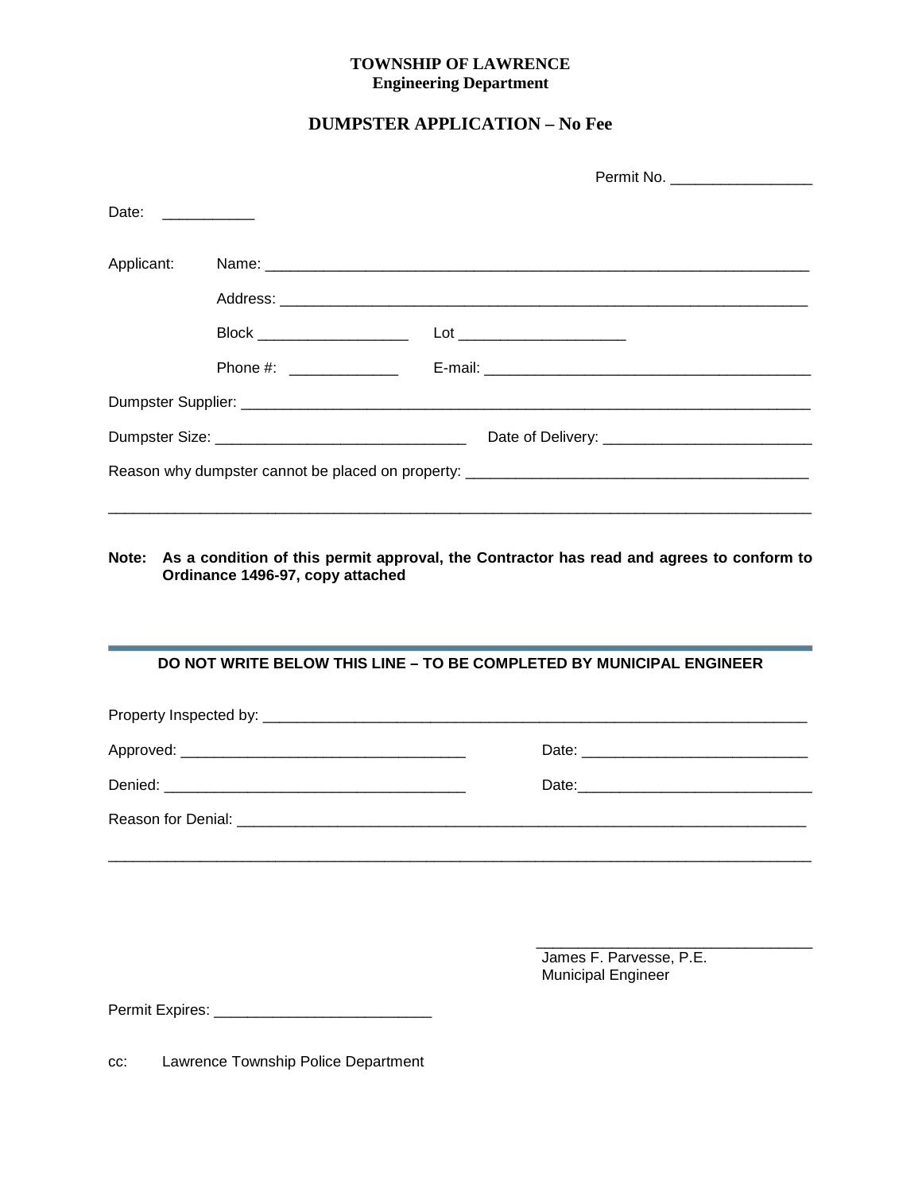**TOWNSHIP OF LAWRENCE**
**Engineering Department**

## DUMPSTER APPLICATION – No Fee

Permit No. _________________

Date: ___________

Applicant: Name: ____________________________________________________________________

Address: __________________________________________________________________

Block __________________ Lot ____________________

Phone #: _____________ E-mail: ________________________________________

Dumpster Supplier: ________________________________________________________________________

Dumpster Size: ______________________________ Date of Delivery: _________________________

Reason why dumpster cannot be placed on property: ________________________________________

______________________________________________________________________________________

**Note: As a condition of this permit approval, the Contractor has read and agrees to conform to Ordinance 1496-97, copy attached**

---

**DO NOT WRITE BELOW THIS LINE – TO BE COMPLETED BY MUNICIPAL ENGINEER**

Property Inspected by: ____________________________________________________________________

Approved: __________________________________ Date: ___________________________

Denied: ____________________________________ Date:____________________________

Reason for Denial: ________________________________________________________________________

______________________________________________________________________________________

__________________________________
James F. Parvesse, P.E.
Municipal Engineer

Permit Expires: __________________________

cc: Lawrence Township Police Department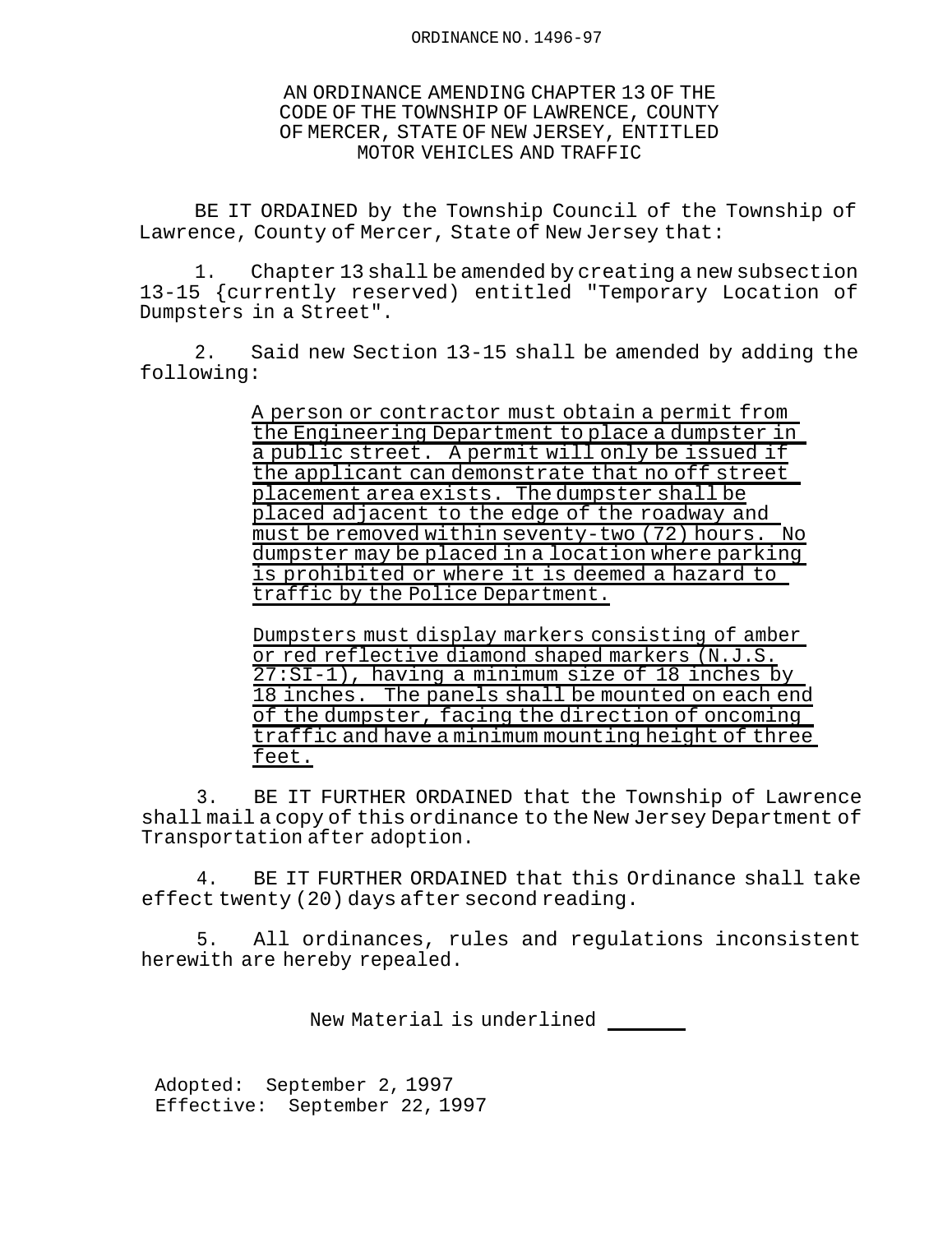ORDINANCE NO. 1496-97

AN ORDINANCE AMENDING CHAPTER 13 OF THE CODE OF THE TOWNSHIP OF LAWRENCE, COUNTY OF MERCER, STATE OF NEW JERSEY, ENTITLED MOTOR VEHICLES AND TRAFFIC

BE IT ORDAINED by the Township Council of the Township of Lawrence, County of Mercer, State of New Jersey that:

1. Chapter 13 shall be amended by creating a new subsection 13-15 {currently reserved) entitled "Temporary Location of Dumpsters in a Street".

2. Said new Section 13-15 shall be amended by adding the following:

> <u>A person or contractor must obtain a permit from the Engineering Department to place a dumpster in a public street. A permit will only be issued if the applicant can demonstrate that no off street placement area exists. The dumpster shall be placed adjacent to the edge of the roadway and must be removed within seventy-two (72) hours. No dumpster may be placed in a location where parking is prohibited or where it is deemed a hazard to traffic by the Police Department.</u>
>
> <u>Dumpsters must display markers consisting of amber or red reflective diamond shaped markers (N.J.S. 27:SI-1), having a minimum size of 18 inches by 18 inches. The panels shall be mounted on each end of the dumpster, facing the direction of oncoming traffic and have a minimum mounting height of three feet.</u>

3. BE IT FURTHER ORDAINED that the Township of Lawrence shall mail a copy of this ordinance to the New Jersey Department of Transportation after adoption.

4. BE IT FURTHER ORDAINED that this Ordinance shall take effect twenty (20) days after second reading.

5. All ordinances, rules and regulations inconsistent herewith are hereby repealed.

New Material is underlined ______

Adopted: September 2, 1997
Effective: September 22, 1997